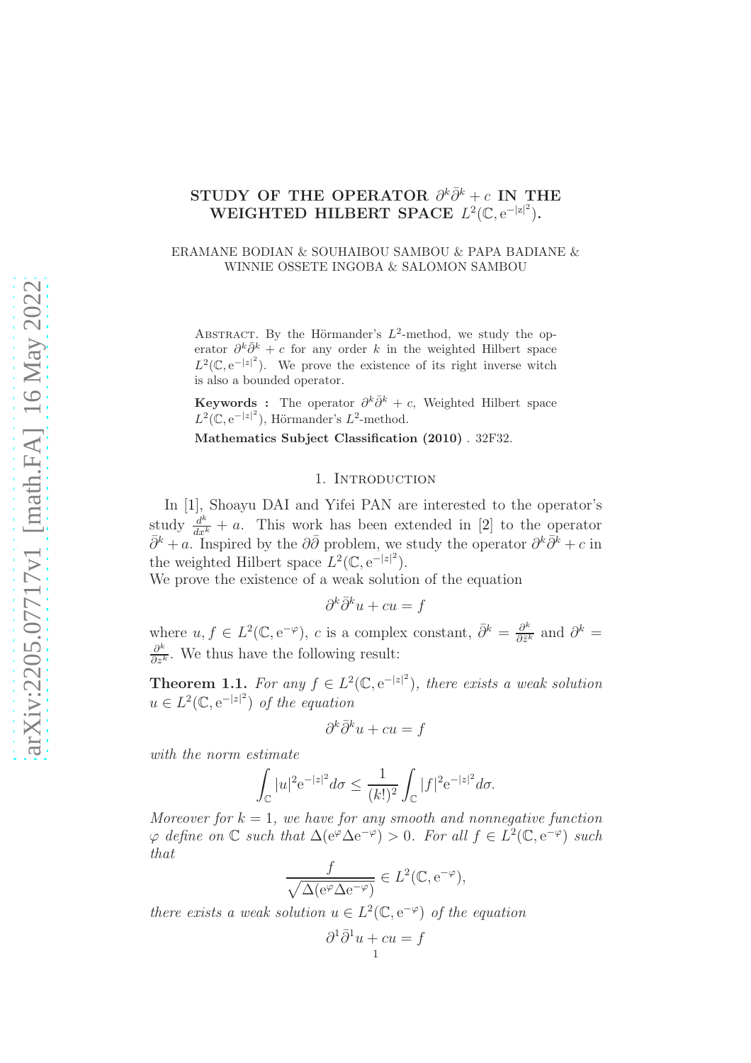# STUDY OF THE OPERATOR $\partial^k\bar{\partial}^k + c$ IN THE WEIGHTED HILBERT SPACE $L^2(\mathbb{C}, e^{-|z|^2})$.

ERAMANE BODIAN & SOUHAIBOU SAMBOU & PAPA BADIANE & WINNIE OSSETE INGOBA & SALOMON SAMBOU

Abstract. By the Hörmander's $L^2$-method, we study the operator $\partial^k\bar{\partial}^k + c$ for any order $k$ in the weighted Hilbert space $L^2(\mathbb{C}, e^{-|z|^2})$. We prove the existence of its right inverse witch is also a bounded operator.

**Keywords :** The operator $\partial^k\bar{\partial}^k + c$, Weighted Hilbert space $L^2(\mathbb{C}, e^{-|z|^2})$, Hörmander's $L^2$-method.

**Mathematics Subject Classification (2010)** . 32F32.

## 1. Introduction

In [1], Shoayu DAI and Yifei PAN are interested to the operator's study $\frac{d^k}{dx^k} + a$. This work has been extended in [2] to the operator $\bar{\partial}^k + a$. Inspired by the $\partial\bar{\partial}$ problem, we study the operator $\partial^k\bar{\partial}^k + c$ in the weighted Hilbert space $L^2(\mathbb{C}, e^{-|z|^2})$.

We prove the existence of a weak solution of the equation

$$\partial^k\bar{\partial}^k u + cu = f$$

where $u, f \in L^2(\mathbb{C}, e^{-\varphi})$, $c$ is a complex constant, $\bar{\partial}^k = \frac{\partial^k}{\partial \bar{z}^k}$ and $\partial^k = \frac{\partial^k}{\partial z^k}$. We thus have the following result:

**Theorem 1.1.** *For any $f \in L^2(\mathbb{C}, e^{-|z|^2})$, there exists a weak solution $u \in L^2(\mathbb{C}, e^{-|z|^2})$ of the equation*

$$\partial^k\bar{\partial}^k u + cu = f$$

*with the norm estimate*

$$\int_{\mathbb{C}} |u|^2 e^{-|z|^2} d\sigma \leq \frac{1}{(k!)^2} \int_{\mathbb{C}} |f|^2 e^{-|z|^2} d\sigma.$$

*Moreover for $k = 1$, we have for any smooth and nonnegative function $\varphi$ define on $\mathbb{C}$ such that $\Delta(e^{\varphi}\Delta e^{-\varphi}) > 0$. For all $f \in L^2(\mathbb{C}, e^{-\varphi})$ such that*

$$\frac{f}{\sqrt{\Delta(e^{\varphi}\Delta e^{-\varphi})}} \in L^2(\mathbb{C}, e^{-\varphi}),$$

*there exists a weak solution $u \in L^2(\mathbb{C}, e^{-\varphi})$ of the equation*

$$\partial^1\bar{\partial}^1 u + cu = f$$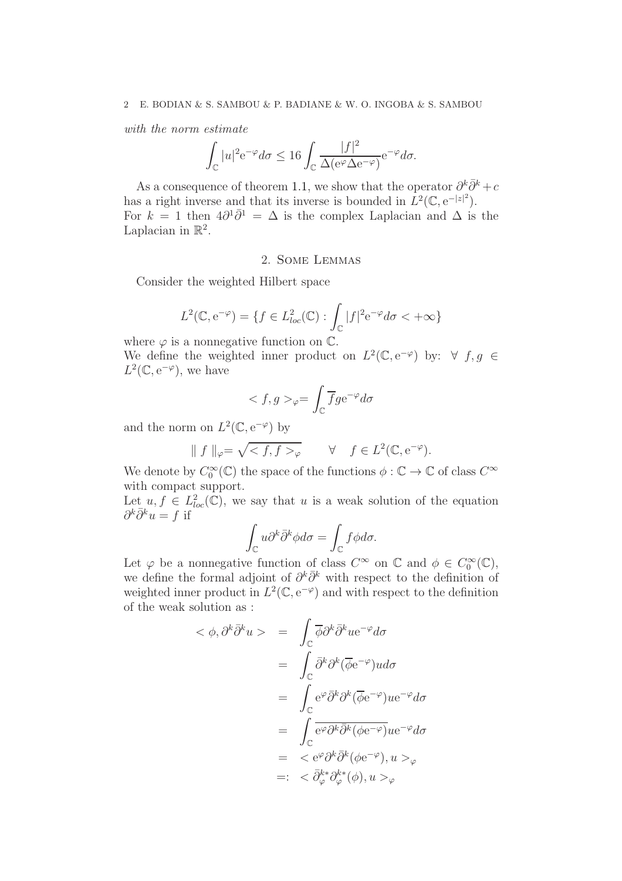*with the norm estimate*

$$\int_{\mathbb{C}} |u|^2 e^{-\varphi} d\sigma \leq 16 \int_{\mathbb{C}} \frac{|f|^2}{\Delta(e^{\varphi}\Delta e^{-\varphi})} e^{-\varphi} d\sigma.$$

As a consequence of theorem 1.1, we show that the operator $\partial^k \bar{\partial}^k + c$ has a right inverse and that its inverse is bounded in $L^2(\mathbb{C}, e^{-|z|^2})$.
For $k = 1$ then $4\partial^1\bar{\partial}^1 = \Delta$ is the complex Laplacian and $\Delta$ is the Laplacian in $\mathbb{R}^2$.

## 2. Some Lemmas

Consider the weighted Hilbert space

$$L^2(\mathbb{C}, e^{-\varphi}) = \{f \in L^2_{loc}(\mathbb{C}) : \int_{\mathbb{C}} |f|^2 e^{-\varphi} d\sigma < +\infty\}$$

where $\varphi$ is a nonnegative function on $\mathbb{C}$.
We define the weighted inner product on $L^2(\mathbb{C}, e^{-\varphi})$ by: $\forall \ f, g \in L^2(\mathbb{C}, e^{-\varphi})$, we have

$$< f, g >_{\varphi} = \int_{\mathbb{C}} \overline{f} g e^{-\varphi} d\sigma$$

and the norm on $L^2(\mathbb{C}, e^{-\varphi})$ by

$$\| f \|_{\varphi} = \sqrt{< f, f >_{\varphi}} \qquad \forall \quad f \in L^2(\mathbb{C}, e^{-\varphi}).$$

We denote by $C_0^\infty(\mathbb{C})$ the space of the functions $\phi : \mathbb{C} \to \mathbb{C}$ of class $C^\infty$ with compact support.
Let $u, f \in L^2_{loc}(\mathbb{C})$, we say that $u$ is a weak solution of the equation $\partial^k \bar{\partial}^k u = f$ if

$$\int_{\mathbb{C}} u \partial^k \bar{\partial}^k \phi d\sigma = \int_{\mathbb{C}} f \phi d\sigma.$$

Let $\varphi$ be a nonnegative function of class $C^\infty$ on $\mathbb{C}$ and $\phi \in C_0^\infty(\mathbb{C})$, we define the formal adjoint of $\partial^k \bar{\partial}^k$ with respect to the definition of weighted inner product in $L^2(\mathbb{C}, e^{-\varphi})$ and with respect to the definition of the weak solution as :

$$\begin{aligned}
< \phi, \partial^k \bar{\partial}^k u > &= \int_{\mathbb{C}} \overline{\phi} \partial^k \bar{\partial}^k u e^{-\varphi} d\sigma \\
&= \int_{\mathbb{C}} \bar{\partial}^k \partial^k (\overline{\phi} e^{-\varphi}) u d\sigma \\
&= \int_{\mathbb{C}} e^{\varphi} \bar{\partial}^k \partial^k (\overline{\phi} e^{-\varphi}) u e^{-\varphi} d\sigma \\
&= \int_{\mathbb{C}} \overline{e^{\varphi} \partial^k \bar{\partial}^k (\phi e^{-\varphi})} u e^{-\varphi} d\sigma \\
&= < e^{\varphi} \partial^k \bar{\partial}^k (\phi e^{-\varphi}), u >_{\varphi} \\
&=: < \bar{\partial}_{\varphi}^{k*} \partial_{\varphi}^{k*}(\phi), u >_{\varphi}
\end{aligned}$$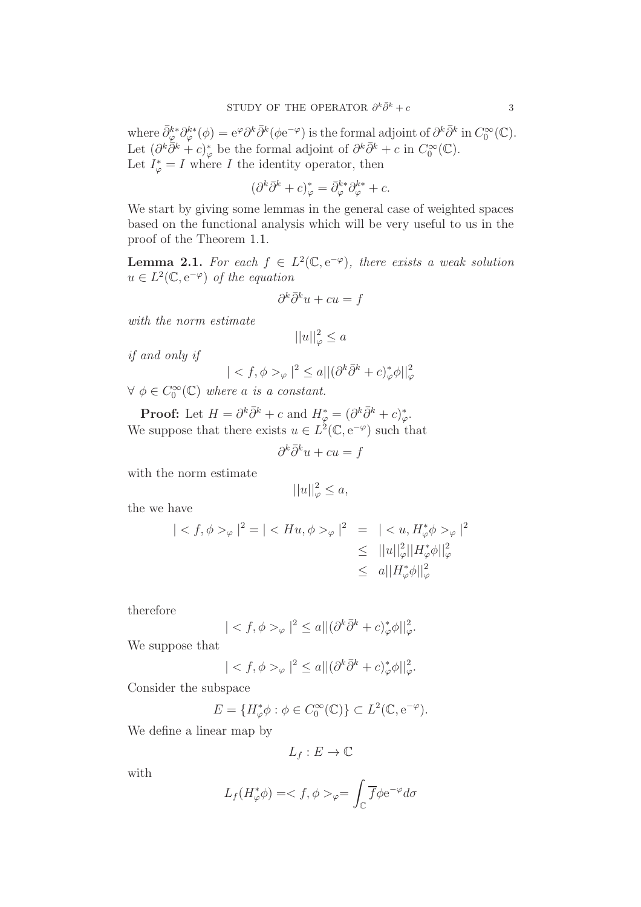where $\bar{\partial}^{k*}_{\varphi}\partial^{k*}_{\varphi}(\phi) = \mathrm{e}^{\varphi}\partial^k\bar{\partial}^k(\phi\mathrm{e}^{-\varphi})$ is the formal adjoint of $\partial^k\bar{\partial}^k$ in $C_0^\infty(\mathbb{C})$. Let $(\partial^k\bar{\partial}^k + c)^*_{\varphi}$ be the formal adjoint of $\partial^k\bar{\partial}^k + c$ in $C_0^\infty(\mathbb{C})$.
Let $I^*_{\varphi} = I$ where $I$ the identity operator, then

$$(\partial^k\bar{\partial}^k + c)^*_{\varphi} = \bar{\partial}^{k*}_{\varphi}\partial^{k*}_{\varphi} + c.$$

We start by giving some lemmas in the general case of weighted spaces based on the functional analysis which will be very useful to us in the proof of the Theorem 1.1.

**Lemma 2.1.** *For each $f \in L^2(\mathbb{C}, \mathrm{e}^{-\varphi})$, there exists a weak solution $u \in L^2(\mathbb{C}, \mathrm{e}^{-\varphi})$ of the equation*

$$\partial^k\bar{\partial}^k u + cu = f$$

*with the norm estimate*

$$||u||^2_{\varphi} \leq a$$

*if and only if*

$$| < f, \phi >_{\varphi} |^2 \leq a||(\partial^k\bar{\partial}^k + c)^*_{\varphi}\phi||^2_{\varphi}$$

$\forall\ \phi \in C_0^\infty(\mathbb{C})$ *where $a$ is a constant.*

**Proof:** Let $H = \partial^k\bar{\partial}^k + c$ and $H^*_{\varphi} = (\partial^k\bar{\partial}^k + c)^*_{\varphi}$.
We suppose that there exists $u \in L^2(\mathbb{C}, \mathrm{e}^{-\varphi})$ such that

$$\partial^k\bar{\partial}^k u + cu = f$$

with the norm estimate

$$||u||^2_{\varphi} \leq a,$$

the we have

$$\begin{aligned} | < f, \phi >_{\varphi} |^2 = | < Hu, \phi >_{\varphi} |^2 &= | < u, H^*_{\varphi}\phi >_{\varphi} |^2 \\ &\leq ||u||^2_{\varphi}||H^*_{\varphi}\phi||^2_{\varphi} \\ &\leq a||H^*_{\varphi}\phi||^2_{\varphi} \end{aligned}$$

therefore

$$| < f, \phi >_{\varphi} |^2 \leq a||(\partial^k\bar{\partial}^k + c)^*_{\varphi}\phi||^2_{\varphi}.$$

We suppose that

$$| < f, \phi >_{\varphi} |^2 \leq a||(\partial^k\bar{\partial}^k + c)^*_{\varphi}\phi||^2_{\varphi}.$$

Consider the subspace

$$E = \{H^*_{\varphi}\phi : \phi \in C_0^\infty(\mathbb{C})\} \subset L^2(\mathbb{C}, \mathrm{e}^{-\varphi}).$$

We define a linear map by

$$L_f : E \to \mathbb{C}$$

with

$$L_f(H^*_{\varphi}\phi) = < f, \phi >_{\varphi} = \int_{\mathbb{C}} \overline{f}\phi\mathrm{e}^{-\varphi}d\sigma$$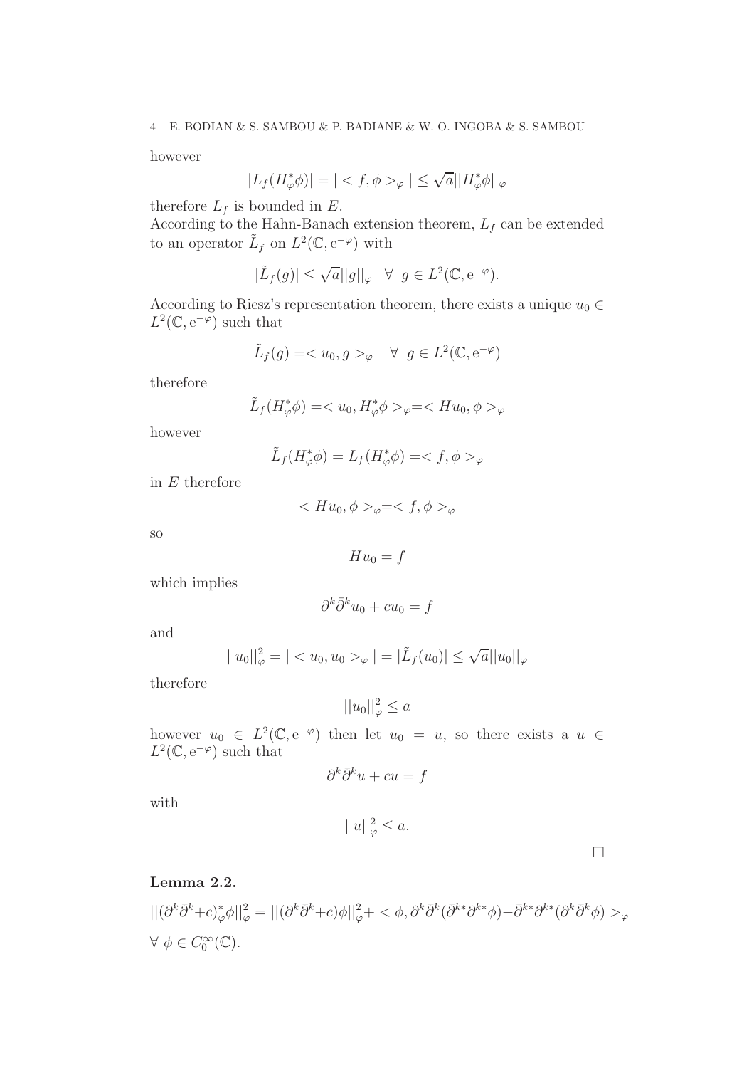however

$$|L_f(H^*_\varphi\phi)| = |< f, \phi >_\varphi| \leq \sqrt{a}||H^*_\varphi\phi||_\varphi$$

therefore $L_f$ is bounded in $E$.
According to the Hahn-Banach extension theorem, $L_f$ can be extended to an operator $\tilde{L}_f$ on $L^2(\mathbb{C}, \mathrm{e}^{-\varphi})$ with

$$|\tilde{L}_f(g)| \leq \sqrt{a}||g||_\varphi \quad \forall \;\, g \in L^2(\mathbb{C}, \mathrm{e}^{-\varphi}).$$

According to Riesz's representation theorem, there exists a unique $u_0 \in L^2(\mathbb{C}, \mathrm{e}^{-\varphi})$ such that

$$\tilde{L}_f(g) =< u_0, g >_\varphi \quad \forall \;\, g \in L^2(\mathbb{C}, \mathrm{e}^{-\varphi})$$

therefore

$$\tilde{L}_f(H^*_\varphi\phi) =< u_0, H^*_\varphi\phi >_\varphi =< Hu_0, \phi >_\varphi$$

however

$$\tilde{L}_f(H^*_\varphi\phi) = L_f(H^*_\varphi\phi) =< f, \phi >_\varphi$$

in $E$ therefore

$$< Hu_0, \phi >_\varphi =< f, \phi >_\varphi$$

so

$$Hu_0 = f$$

which implies

$$\partial^k\bar{\partial}^k u_0 + cu_0 = f$$

and

$$||u_0||^2_\varphi = |< u_0, u_0 >_\varphi| = |\tilde{L}_f(u_0)| \leq \sqrt{a}||u_0||_\varphi$$

therefore

$$||u_0||^2_\varphi \leq a$$

however $u_0 \in L^2(\mathbb{C}, \mathrm{e}^{-\varphi})$ then let $u_0 = u$, so there exists a $u \in L^2(\mathbb{C}, \mathrm{e}^{-\varphi})$ such that

$$\partial^k\bar{\partial}^k u + cu = f$$

with

$$||u||^2_\varphi \leq a.$$

□

**Lemma 2.2.**

$$||(\partial^k\bar{\partial}^k+c)^*_\varphi\phi||^2_\varphi = ||(\partial^k\bar{\partial}^k+c)\phi||^2_\varphi + < \phi, \partial^k\bar{\partial}^k(\bar{\partial}^{k*}\partial^{k*}\phi) - \bar{\partial}^{k*}\partial^{k*}(\partial^k\bar{\partial}^k\phi) >_\varphi$$

$\forall \; \phi \in C^\infty_0(\mathbb{C})$.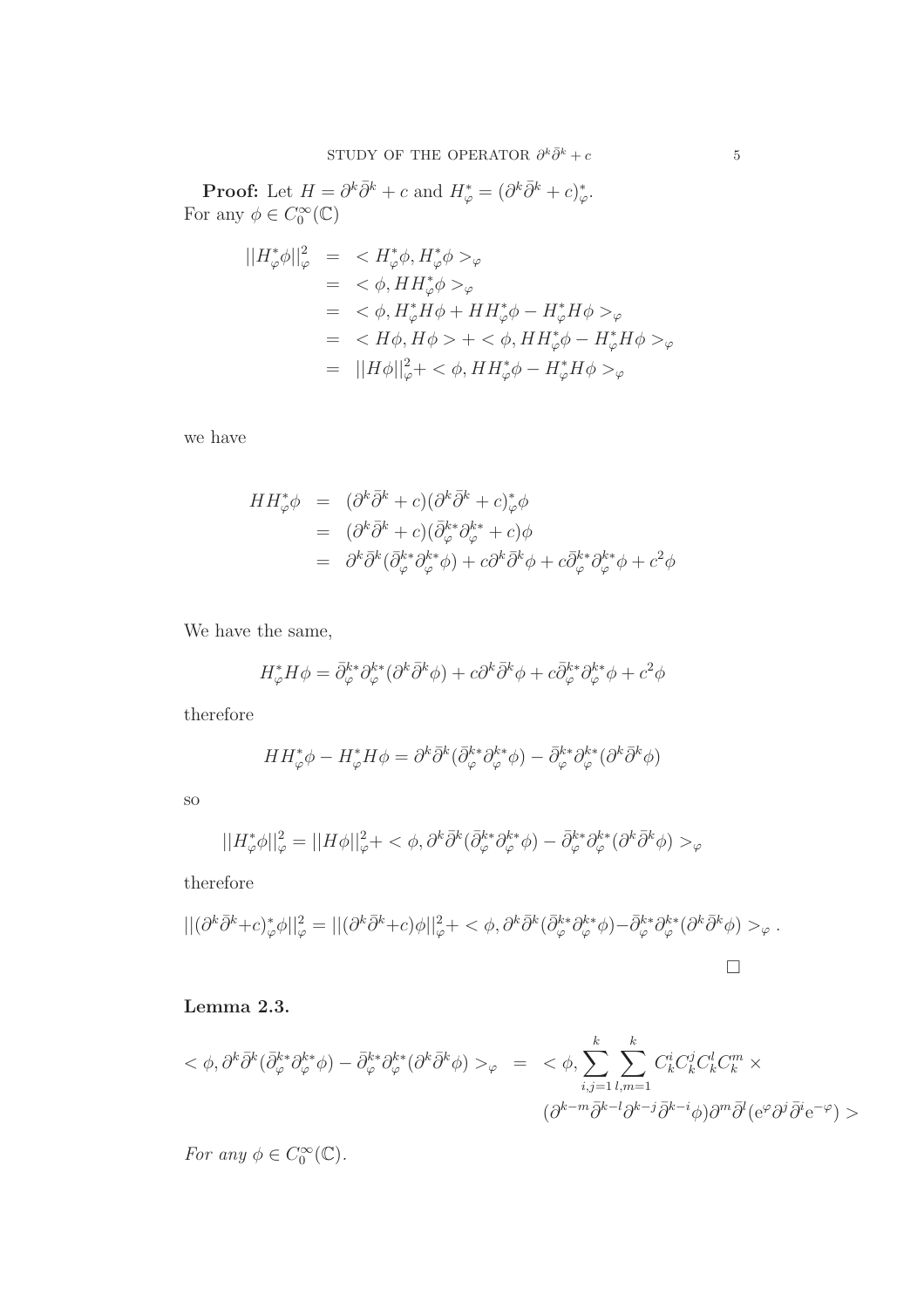**Proof:** Let $H = \partial^k\bar{\partial}^k + c$ and $H^*_\varphi = (\partial^k\bar{\partial}^k + c)^*_\varphi$.
For any $\phi \in C_0^\infty(\mathbb{C})$

$$
\begin{aligned}
||H^*_\varphi \phi||^2_\varphi &= < H^*_\varphi \phi, H^*_\varphi \phi >_\varphi \\
&= < \phi, H H^*_\varphi \phi >_\varphi \\
&= < \phi, H^*_\varphi H \phi + H H^*_\varphi \phi - H^*_\varphi H \phi >_\varphi \\
&= < H\phi, H\phi > + < \phi, H H^*_\varphi \phi - H^*_\varphi H \phi >_\varphi \\
&= ||H\phi||^2_\varphi + < \phi, H H^*_\varphi \phi - H^*_\varphi H \phi >_\varphi
\end{aligned}
$$

we have

$$
\begin{aligned}
H H^*_\varphi \phi &= (\partial^k\bar{\partial}^k + c)(\partial^k\bar{\partial}^k + c)^*_\varphi \phi \\
&= (\partial^k\bar{\partial}^k + c)(\bar{\partial}^{k*}_\varphi \partial^{k*}_\varphi + c)\phi \\
&= \partial^k\bar{\partial}^k(\bar{\partial}^{k*}_\varphi \partial^{k*}_\varphi \phi) + c\partial^k\bar{\partial}^k \phi + c\bar{\partial}^{k*}_\varphi \partial^{k*}_\varphi \phi + c^2\phi
\end{aligned}
$$

We have the same,

$$
H^*_\varphi H \phi = \bar{\partial}^{k*}_\varphi \partial^{k*}_\varphi(\partial^k\bar{\partial}^k \phi) + c\partial^k\bar{\partial}^k \phi + c\bar{\partial}^{k*}_\varphi \partial^{k*}_\varphi \phi + c^2\phi
$$

therefore

$$
H H^*_\varphi \phi - H^*_\varphi H \phi = \partial^k\bar{\partial}^k(\bar{\partial}^{k*}_\varphi \partial^{k*}_\varphi \phi) - \bar{\partial}^{k*}_\varphi \partial^{k*}_\varphi(\partial^k\bar{\partial}^k \phi)
$$

so

$$
||H^*_\varphi \phi||^2_\varphi = ||H\phi||^2_\varphi + < \phi, \partial^k\bar{\partial}^k(\bar{\partial}^{k*}_\varphi \partial^{k*}_\varphi \phi) - \bar{\partial}^{k*}_\varphi \partial^{k*}_\varphi(\partial^k\bar{\partial}^k \phi) >_\varphi
$$

therefore

$$
||(\partial^k\bar{\partial}^k + c)^*_\varphi \phi||^2_\varphi = ||(\partial^k\bar{\partial}^k + c)\phi||^2_\varphi + < \phi, \partial^k\bar{\partial}^k(\bar{\partial}^{k*}_\varphi \partial^{k*}_\varphi \phi) - \bar{\partial}^{k*}_\varphi \partial^{k*}_\varphi(\partial^k\bar{\partial}^k \phi) >_\varphi .
$$

$\square$

**Lemma 2.3.**

$$
\begin{aligned}
< \phi, \partial^k\bar{\partial}^k(\bar{\partial}^{k*}_\varphi \partial^{k*}_\varphi \phi) - \bar{\partial}^{k*}_\varphi \partial^{k*}_\varphi(\partial^k\bar{\partial}^k \phi) >_\varphi &= < \phi, \sum_{i,j=1}^{k} \sum_{l,m=1}^{k} C_k^i C_k^j C_k^l C_k^m \times \\
& \quad (\partial^{k-m}\bar{\partial}^{k-l}\partial^{k-j}\bar{\partial}^{k-i}\phi)\partial^m\bar{\partial}^l(e^\varphi \partial^j \bar{\partial}^i e^{-\varphi}) >
\end{aligned}
$$

*For any* $\phi \in C_0^\infty(\mathbb{C})$.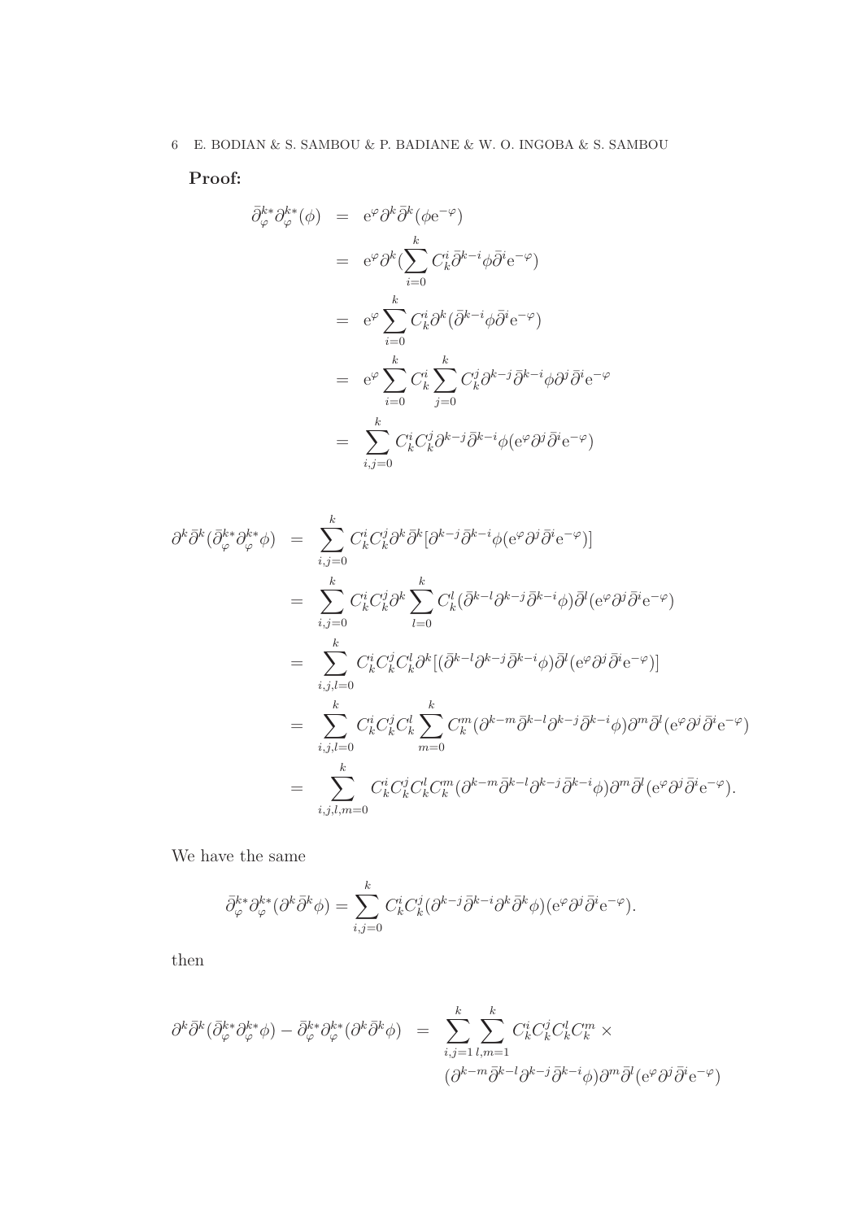**Proof:**

$$
\begin{aligned}
\bar{\partial}_{\varphi}^{k*}\partial_{\varphi}^{k*}(\phi) &= \mathrm{e}^{\varphi}\partial^{k}\bar{\partial}^{k}(\phi\mathrm{e}^{-\varphi}) \\
&= \mathrm{e}^{\varphi}\partial^{k}(\sum_{i=0}^{k} C_{k}^{i}\bar{\partial}^{k-i}\phi\bar{\partial}^{i}\mathrm{e}^{-\varphi}) \\
&= \mathrm{e}^{\varphi}\sum_{i=0}^{k} C_{k}^{i}\partial^{k}(\bar{\partial}^{k-i}\phi\bar{\partial}^{i}\mathrm{e}^{-\varphi}) \\
&= \mathrm{e}^{\varphi}\sum_{i=0}^{k} C_{k}^{i}\sum_{j=0}^{k} C_{k}^{j}\partial^{k-j}\bar{\partial}^{k-i}\phi\partial^{j}\bar{\partial}^{i}\mathrm{e}^{-\varphi} \\
&= \sum_{i,j=0}^{k} C_{k}^{i}C_{k}^{j}\partial^{k-j}\bar{\partial}^{k-i}\phi(\mathrm{e}^{\varphi}\partial^{j}\bar{\partial}^{i}\mathrm{e}^{-\varphi})
\end{aligned}
$$

$$
\begin{aligned}
\partial^{k}\bar{\partial}^{k}(\bar{\partial}_{\varphi}^{k*}\partial_{\varphi}^{k*}\phi) &= \sum_{i,j=0}^{k} C_{k}^{i}C_{k}^{j}\partial^{k}\bar{\partial}^{k}[\partial^{k-j}\bar{\partial}^{k-i}\phi(\mathrm{e}^{\varphi}\partial^{j}\bar{\partial}^{i}\mathrm{e}^{-\varphi})] \\
&= \sum_{i,j=0}^{k} C_{k}^{i}C_{k}^{j}\partial^{k}\sum_{l=0}^{k} C_{k}^{l}(\bar{\partial}^{k-l}\partial^{k-j}\bar{\partial}^{k-i}\phi)\bar{\partial}^{l}(\mathrm{e}^{\varphi}\partial^{j}\bar{\partial}^{i}\mathrm{e}^{-\varphi}) \\
&= \sum_{i,j,l=0}^{k} C_{k}^{i}C_{k}^{j}C_{k}^{l}\partial^{k}[(\bar{\partial}^{k-l}\partial^{k-j}\bar{\partial}^{k-i}\phi)\bar{\partial}^{l}(\mathrm{e}^{\varphi}\partial^{j}\bar{\partial}^{i}\mathrm{e}^{-\varphi})] \\
&= \sum_{i,j,l=0}^{k} C_{k}^{i}C_{k}^{j}C_{k}^{l}\sum_{m=0}^{k} C_{k}^{m}(\partial^{k-m}\bar{\partial}^{k-l}\partial^{k-j}\bar{\partial}^{k-i}\phi)\partial^{m}\bar{\partial}^{l}(\mathrm{e}^{\varphi}\partial^{j}\bar{\partial}^{i}\mathrm{e}^{-\varphi}) \\
&= \sum_{i,j,l,m=0}^{k} C_{k}^{i}C_{k}^{j}C_{k}^{l}C_{k}^{m}(\partial^{k-m}\bar{\partial}^{k-l}\partial^{k-j}\bar{\partial}^{k-i}\phi)\partial^{m}\bar{\partial}^{l}(\mathrm{e}^{\varphi}\partial^{j}\bar{\partial}^{i}\mathrm{e}^{-\varphi}).
\end{aligned}
$$

We have the same

$$
\bar{\partial}_{\varphi}^{k*}\partial_{\varphi}^{k*}(\partial^{k}\bar{\partial}^{k}\phi) = \sum_{i,j=0}^{k} C_{k}^{i}C_{k}^{j}(\partial^{k-j}\bar{\partial}^{k-i}\partial^{k}\bar{\partial}^{k}\phi)(\mathrm{e}^{\varphi}\partial^{j}\bar{\partial}^{i}\mathrm{e}^{-\varphi}).
$$

then

$$
\begin{aligned}
\partial^{k}\bar{\partial}^{k}(\bar{\partial}_{\varphi}^{k*}\partial_{\varphi}^{k*}\phi) - \bar{\partial}_{\varphi}^{k*}\partial_{\varphi}^{k*}(\partial^{k}\bar{\partial}^{k}\phi) &= \sum_{i,j=1}^{k}\sum_{l,m=1}^{k} C_{k}^{i}C_{k}^{j}C_{k}^{l}C_{k}^{m} \times \\
&\quad (\partial^{k-m}\bar{\partial}^{k-l}\partial^{k-j}\bar{\partial}^{k-i}\phi)\partial^{m}\bar{\partial}^{l}(\mathrm{e}^{\varphi}\partial^{j}\bar{\partial}^{i}\mathrm{e}^{-\varphi})
\end{aligned}
$$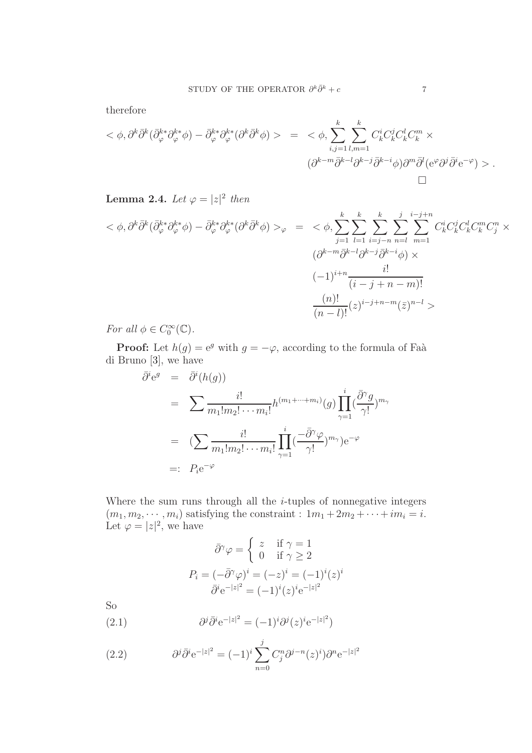therefore

$$< \phi, \partial^k\bar{\partial}^k(\bar{\partial}^{k*}_\varphi\partial^{k*}_\varphi\phi) - \bar{\partial}^{k*}_\varphi\partial^{k*}_\varphi(\partial^k\bar{\partial}^k\phi) > \; = \; < \phi, \sum_{i,j=1}^{k}\sum_{l,m=1}^{k} C_k^i C_k^j C_k^l C_k^m \times (\partial^{k-m}\bar{\partial}^{k-l}\partial^{k-j}\bar{\partial}^{k-i}\phi)\partial^m\bar{\partial}^l(\mathrm{e}^{\varphi}\partial^j\bar{\partial}^i\mathrm{e}^{-\varphi}) > .$$

$\square$

**Lemma 2.4.** *Let* $\varphi = |z|^2$ *then*

$$< \phi, \partial^k\bar{\partial}^k(\bar{\partial}^{k*}_\varphi\partial^{k*}_\varphi\phi) - \bar{\partial}^{k*}_\varphi\partial^{k*}_\varphi(\partial^k\bar{\partial}^k\phi) >_\varphi \; = \; < \phi, \sum_{j=1}^{k}\sum_{l=1}^{k}\sum_{i=j-n}^{k}\sum_{n=l}^{j}\sum_{m=1}^{i-j+n} C_k^i C_k^j C_k^l C_k^m C_j^n \times (\partial^{k-m}\bar{\partial}^{k-l}\partial^{k-j}\bar{\partial}^{k-i}\phi) \times (-1)^{i+n}\frac{i!}{(i-j+n-m)!} \frac{(n)!}{(n-l)!}(z)^{i-j+n-m}(\bar{z})^{n-l} >$$

*For all* $\phi \in C_0^\infty(\mathbb{C})$.

**Proof:** Let $h(g) = \mathrm{e}^g$ with $g = -\varphi$, according to the formula of Faà di Bruno [3], we have

$$\begin{aligned}
\bar{\partial}^i\mathrm{e}^g &= \bar{\partial}^i(h(g)) \\
&= \sum \frac{i!}{m_1!m_2!\cdots m_i!}h^{(m_1+\cdots+m_i)}(g)\prod_{\gamma=1}^{i}(\frac{\bar{\partial}^\gamma g}{\gamma!})^{m_\gamma} \\
&= (\sum \frac{i!}{m_1!m_2!\cdots m_i!}\prod_{\gamma=1}^{i}(\frac{-\bar{\partial}^\gamma\varphi}{\gamma!})^{m_\gamma})\mathrm{e}^{-\varphi} \\
&=: P_i\mathrm{e}^{-\varphi}
\end{aligned}$$

Where the sum runs through all the $i$-tuples of nonnegative integers $(m_1, m_2, \cdots, m_i)$ satisfying the constraint : $1m_1 + 2m_2 + \cdots + im_i = i$. Let $\varphi = |z|^2$, we have

$$\bar{\partial}^\gamma\varphi = \begin{cases} z & \text{if } \gamma = 1 \\ 0 & \text{if } \gamma \geq 2 \end{cases}$$

$$P_i = (-\bar{\partial}^\gamma\varphi)^i = (-z)^i = (-1)^i(z)^i$$

$$\bar{\partial}^i\mathrm{e}^{-|z|^2} = (-1)^i(z)^i\mathrm{e}^{-|z|^2}$$

So

$$\partial^j\bar{\partial}^i\mathrm{e}^{-|z|^2} = (-1)^i\partial^j(z)^i\mathrm{e}^{-|z|^2}) \tag{2.1}$$

$$\partial^j\bar{\partial}^i\mathrm{e}^{-|z|^2} = (-1)^i\sum_{n=0}^{j}C_j^n\partial^{j-n}(z)^i)\partial^n\mathrm{e}^{-|z|^2} \tag{2.2}$$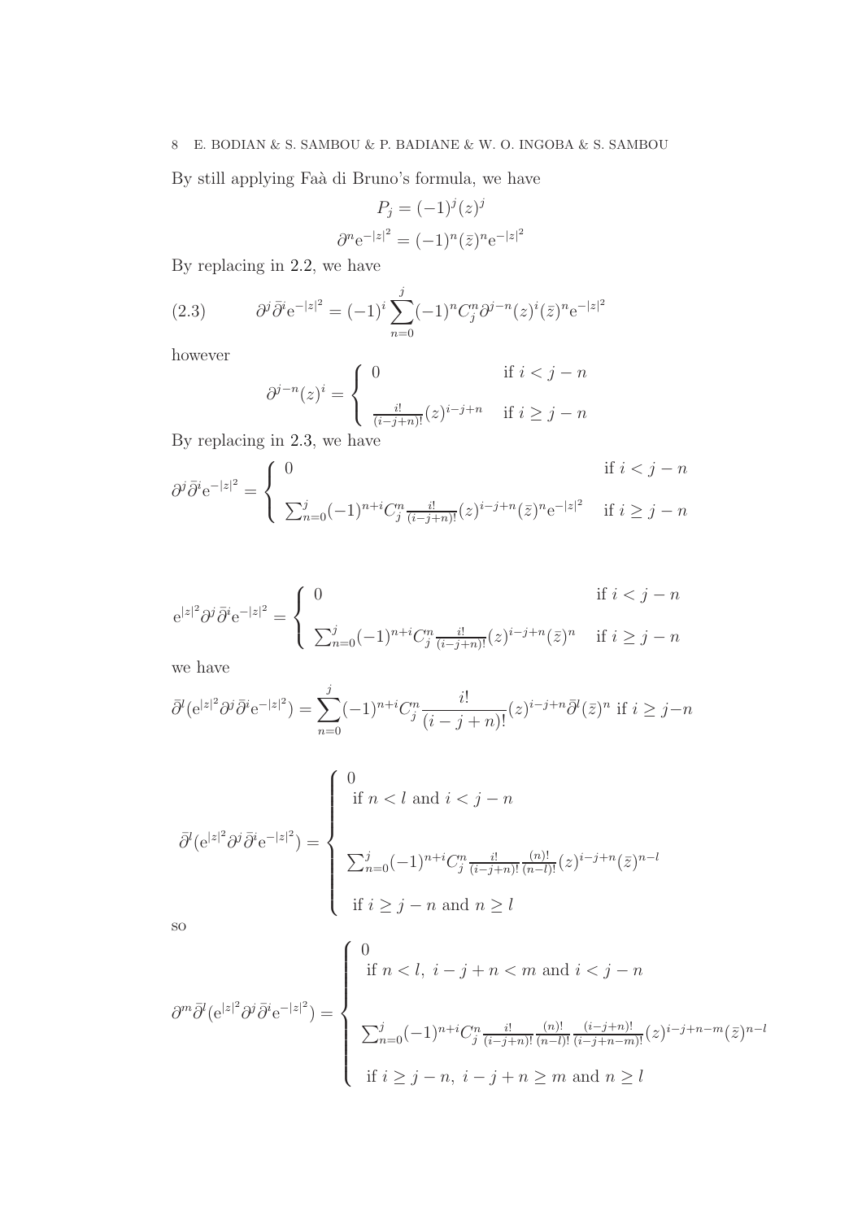By still applying Faà di Bruno's formula, we have

$$P_j = (-1)^j (z)^j$$

$$\partial^n \mathrm{e}^{-|z|^2} = (-1)^n (\bar{z})^n \mathrm{e}^{-|z|^2}$$

By replacing in 2.2, we have

$$\partial^j \bar{\partial}^i \mathrm{e}^{-|z|^2} = (-1)^i \sum_{n=0}^{j} (-1)^n C_j^n \partial^{j-n} (z)^i (\bar{z})^n \mathrm{e}^{-|z|^2} \tag{2.3}$$

however

$$\partial^{j-n}(z)^i = \begin{cases} 0 & \text{if } i < j-n \\ \\ \frac{i!}{(i-j+n)!}(z)^{i-j+n} & \text{if } i \geq j-n \end{cases}$$

By replacing in 2.3, we have

$$\partial^j \bar{\partial}^i \mathrm{e}^{-|z|^2} = \begin{cases} 0 & \text{if } i < j-n \\ \\ \sum_{n=0}^{j} (-1)^{n+i} C_j^n \frac{i!}{(i-j+n)!} (z)^{i-j+n} (\bar{z})^n \mathrm{e}^{-|z|^2} & \text{if } i \geq j-n \end{cases}$$

$$\mathrm{e}^{|z|^2} \partial^j \bar{\partial}^i \mathrm{e}^{-|z|^2} = \begin{cases} 0 & \text{if } i < j-n \\ \\ \sum_{n=0}^{j} (-1)^{n+i} C_j^n \frac{i!}{(i-j+n)!} (z)^{i-j+n} (\bar{z})^n & \text{if } i \geq j-n \end{cases}$$

we have

$$\bar{\partial}^l (\mathrm{e}^{|z|^2} \partial^j \bar{\partial}^i \mathrm{e}^{-|z|^2}) = \sum_{n=0}^{j} (-1)^{n+i} C_j^n \frac{i!}{(i-j+n)!} (z)^{i-j+n} \bar{\partial}^l (\bar{z})^n \text{ if } i \geq j-n$$

$$\bar{\partial}^l (\mathrm{e}^{|z|^2} \partial^j \bar{\partial}^i \mathrm{e}^{-|z|^2}) = \begin{cases} 0 \\ \text{ if } n < l \text{ and } i < j-n \\ \\ \sum_{n=0}^{j} (-1)^{n+i} C_j^n \frac{i!}{(i-j+n)!} \frac{(n)!}{(n-l)!} (z)^{i-j+n} (\bar{z})^{n-l} \\ \\ \text{ if } i \geq j-n \text{ and } n \geq l \end{cases}$$

so

$$\partial^m \bar{\partial}^l (\mathrm{e}^{|z|^2} \partial^j \bar{\partial}^i \mathrm{e}^{-|z|^2}) = \begin{cases} 0 \\ \text{ if } n < l, \ i-j+n < m \text{ and } i < j-n \\ \\ \sum_{n=0}^{j} (-1)^{n+i} C_j^n \frac{i!}{(i-j+n)!} \frac{(n)!}{(n-l)!} \frac{(i-j+n)!}{(i-j+n-m)!} (z)^{i-j+n-m} (\bar{z})^{n-l} \\ \\ \text{ if } i \geq j-n, \ i-j+n \geq m \text{ and } n \geq l \end{cases}$$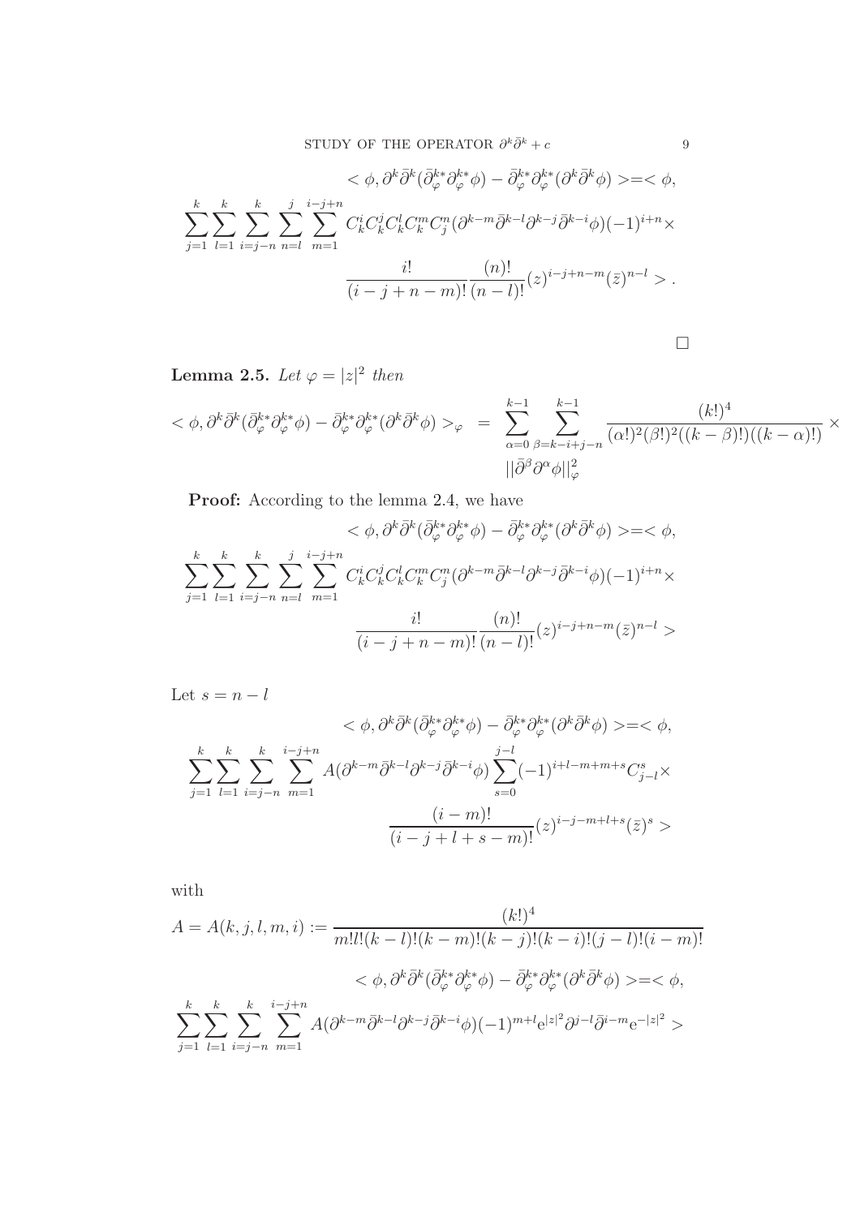$$< \phi, \partial^k\bar{\partial}^k(\bar{\partial}_\varphi^{k*}\partial_\varphi^{k*}\phi) - \bar{\partial}_\varphi^{k*}\partial_\varphi^{k*}(\partial^k\bar{\partial}^k\phi) >=< \phi,$$

$$\sum_{j=1}^{k}\sum_{l=1}^{k}\sum_{i=j-n}^{k}\sum_{n=l}^{j}\sum_{m=1}^{i-j+n} C_k^i C_k^j C_k^l C_k^m C_j^n (\partial^{k-m}\bar{\partial}^{k-l}\partial^{k-j}\bar{\partial}^{k-i}\phi)(-1)^{i+n}\times$$

$$\frac{i!}{(i-j+n-m)!}\frac{(n)!}{(n-l)!}(z)^{i-j+n-m}(\bar{z})^{n-l} > .$$

$\square$

**Lemma 2.5.** *Let* $\varphi = |z|^2$ *then*

$$< \phi, \partial^k\bar{\partial}^k(\bar{\partial}_\varphi^{k*}\partial_\varphi^{k*}\phi) - \bar{\partial}_\varphi^{k*}\partial_\varphi^{k*}(\partial^k\bar{\partial}^k\phi) >_\varphi \;=\; \sum_{\alpha=0}^{k-1}\sum_{\beta=k-i+j-n}^{k-1}\frac{(k!)^4}{(\alpha!)^2(\beta!)^2((k-\beta)!)((k-\alpha)!)}\times ||\bar{\partial}^\beta\partial^\alpha\phi||_\varphi^2$$

**Proof:** According to the lemma 2.4, we have

$$< \phi, \partial^k\bar{\partial}^k(\bar{\partial}_\varphi^{k*}\partial_\varphi^{k*}\phi) - \bar{\partial}_\varphi^{k*}\partial_\varphi^{k*}(\partial^k\bar{\partial}^k\phi) >=< \phi,$$

$$\sum_{j=1}^{k}\sum_{l=1}^{k}\sum_{i=j-n}^{k}\sum_{n=l}^{j}\sum_{m=1}^{i-j+n} C_k^i C_k^j C_k^l C_k^m C_j^n (\partial^{k-m}\bar{\partial}^{k-l}\partial^{k-j}\bar{\partial}^{k-i}\phi)(-1)^{i+n}\times$$

$$\frac{i!}{(i-j+n-m)!}\frac{(n)!}{(n-l)!}(z)^{i-j+n-m}(\bar{z})^{n-l} >$$

Let $s = n - l$

$$< \phi, \partial^k\bar{\partial}^k(\bar{\partial}_\varphi^{k*}\partial_\varphi^{k*}\phi) - \bar{\partial}_\varphi^{k*}\partial_\varphi^{k*}(\partial^k\bar{\partial}^k\phi) >=< \phi,$$

$$\sum_{j=1}^{k}\sum_{l=1}^{k}\sum_{i=j-n}^{k}\sum_{m=1}^{i-j+n} A(\partial^{k-m}\bar{\partial}^{k-l}\partial^{k-j}\bar{\partial}^{k-i}\phi)\sum_{s=0}^{j-l}(-1)^{i+l-m+m+s}C_{j-l}^s\times$$

$$\frac{(i-m)!}{(i-j+l+s-m)!}(z)^{i-j-m+l+s}(\bar{z})^s >$$

with

$$A = A(k,j,l,m,i) := \frac{(k!)^4}{m!l!(k-l)!(k-m)!(k-j)!(k-i)!(j-l)!(i-m)!}$$

$$< \phi, \partial^k\bar{\partial}^k(\bar{\partial}_\varphi^{k*}\partial_\varphi^{k*}\phi) - \bar{\partial}_\varphi^{k*}\partial_\varphi^{k*}(\partial^k\bar{\partial}^k\phi) >=< \phi,$$

$$\sum_{j=1}^{k}\sum_{l=1}^{k}\sum_{i=j-n}^{k}\sum_{m=1}^{i-j+n} A(\partial^{k-m}\bar{\partial}^{k-l}\partial^{k-j}\bar{\partial}^{k-i}\phi)(-1)^{m+l}\mathrm{e}^{|z|^2}\partial^{j-l}\bar{\partial}^{i-m}\mathrm{e}^{-|z|^2} >$$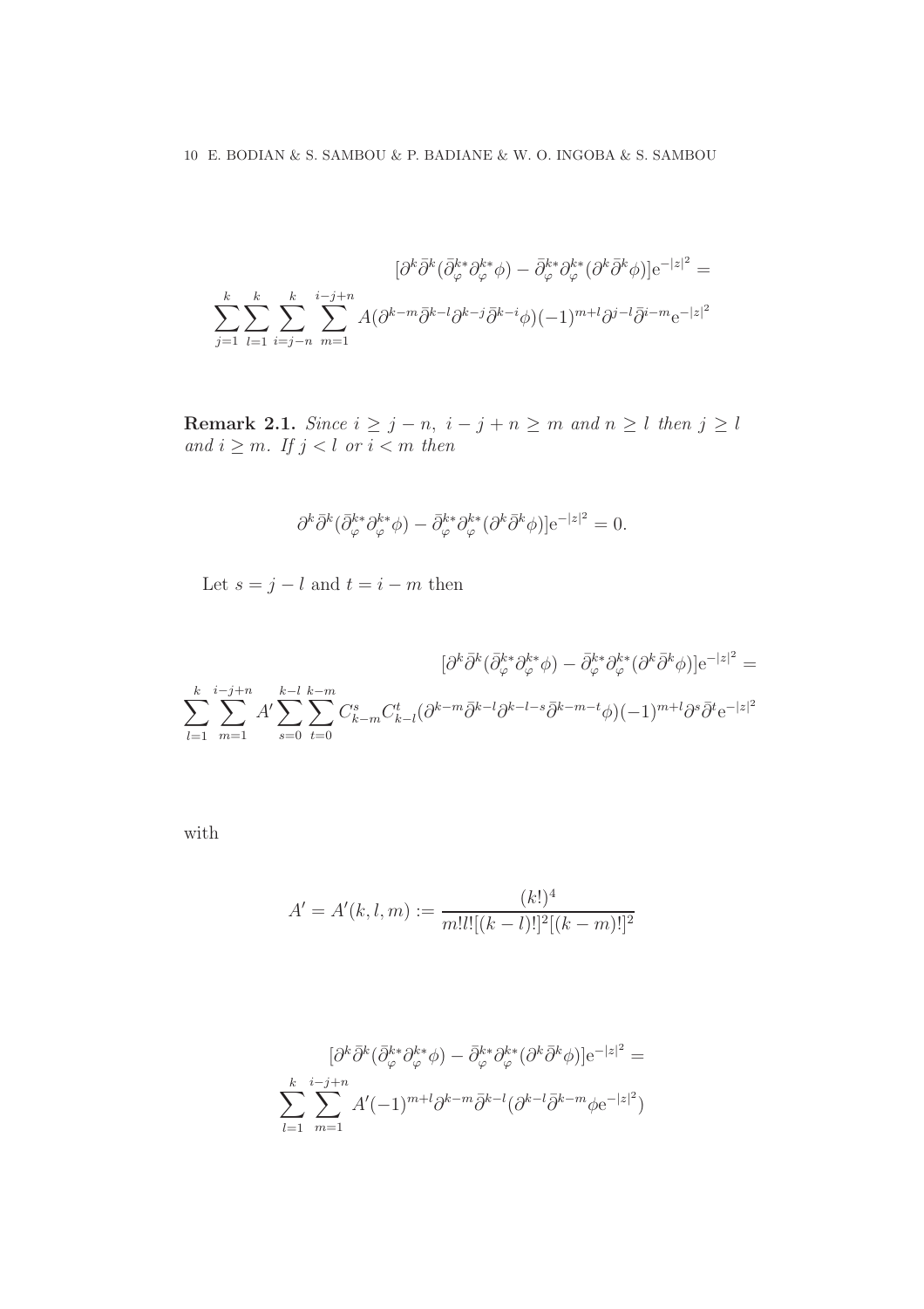$$[\partial^k\bar{\partial}^k(\bar{\partial}^{k*}_\varphi\partial^{k*}_\varphi\phi) - \bar{\partial}^{k*}_\varphi\partial^{k*}_\varphi(\partial^k\bar{\partial}^k\phi)]\mathrm{e}^{-|z|^2} =$$

$$\sum_{j=1}^{k}\sum_{l=1}^{k}\sum_{i=j-n}^{k}\sum_{m=1}^{i-j+n} A(\partial^{k-m}\bar{\partial}^{k-l}\partial^{k-j}\bar{\partial}^{k-i}\phi)(-1)^{m+l}\partial^{j-l}\bar{\partial}^{i-m}\mathrm{e}^{-|z|^2}$$

**Remark 2.1.** *Since $i \geq j-n,\ i-j+n \geq m$ and $n \geq l$ then $j \geq l$ and $i \geq m$. If $j < l$ or $i < m$ then*

$$\partial^k\bar{\partial}^k(\bar{\partial}^{k*}_\varphi\partial^{k*}_\varphi\phi) - \bar{\partial}^{k*}_\varphi\partial^{k*}_\varphi(\partial^k\bar{\partial}^k\phi)]\mathrm{e}^{-|z|^2} = 0.$$

Let $s = j - l$ and $t = i - m$ then

$$[\partial^k\bar{\partial}^k(\bar{\partial}^{k*}_\varphi\partial^{k*}_\varphi\phi) - \bar{\partial}^{k*}_\varphi\partial^{k*}_\varphi(\partial^k\bar{\partial}^k\phi)]\mathrm{e}^{-|z|^2} =$$

$$\sum_{l=1}^{k}\sum_{m=1}^{i-j+n} A'\sum_{s=0}^{k-l}\sum_{t=0}^{k-m} C^s_{k-m}C^t_{k-l}(\partial^{k-m}\bar{\partial}^{k-l}\partial^{k-l-s}\bar{\partial}^{k-m-t}\phi)(-1)^{m+l}\partial^s\bar{\partial}^t\mathrm{e}^{-|z|^2}$$

with

$$A' = A'(k,l,m) := \frac{(k!)^4}{m!l![(k-l)!]^2[(k-m)!]^2}$$

$$[\partial^k\bar{\partial}^k(\bar{\partial}^{k*}_\varphi\partial^{k*}_\varphi\phi) - \bar{\partial}^{k*}_\varphi\partial^{k*}_\varphi(\partial^k\bar{\partial}^k\phi)]\mathrm{e}^{-|z|^2} =$$

$$\sum_{l=1}^{k}\sum_{m=1}^{i-j+n} A'(-1)^{m+l}\partial^{k-m}\bar{\partial}^{k-l}(\partial^{k-l}\bar{\partial}^{k-m}\phi\mathrm{e}^{-|z|^2})$$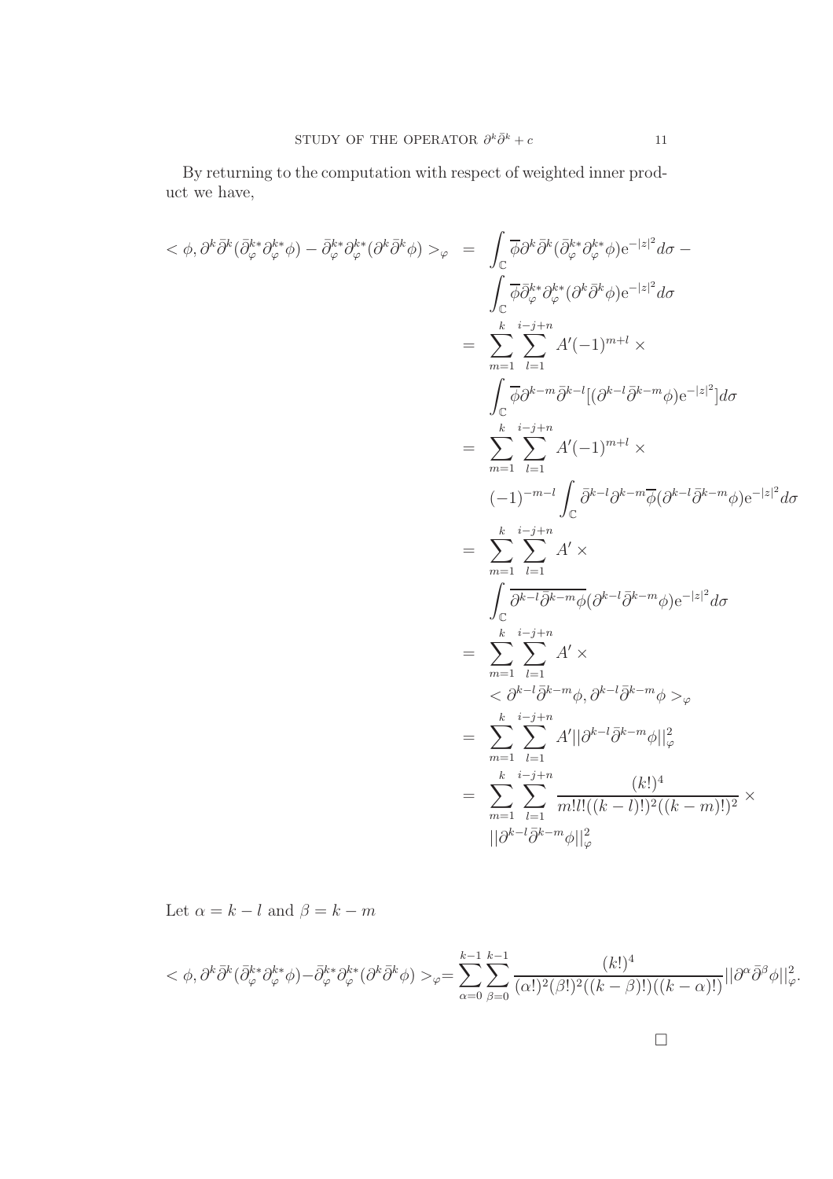By returning to the computation with respect of weighted inner product we have,

$$
\begin{aligned}
< \phi, \partial^k \bar{\partial}^k (\bar{\partial}_{\varphi}^{k*} \partial_{\varphi}^{k*} \phi) - \bar{\partial}_{\varphi}^{k*} \partial_{\varphi}^{k*} (\partial^k \bar{\partial}^k \phi) >_{\varphi} &= \int_{\mathbb{C}} \overline{\phi} \partial^k \bar{\partial}^k (\bar{\partial}_{\varphi}^{k*} \partial_{\varphi}^{k*} \phi) \mathrm{e}^{-|z|^2} d\sigma - \\
&\quad \int_{\mathbb{C}} \overline{\phi} \bar{\partial}_{\varphi}^{k*} \partial_{\varphi}^{k*} (\partial^k \bar{\partial}^k \phi) \mathrm{e}^{-|z|^2} d\sigma \\
&= \sum_{m=1}^{k} \sum_{l=1}^{i-j+n} A'(-1)^{m+l} \times \\
&\quad \int_{\mathbb{C}} \overline{\phi} \partial^{k-m} \bar{\partial}^{k-l} [(\partial^{k-l} \bar{\partial}^{k-m} \phi) \mathrm{e}^{-|z|^2}] d\sigma \\
&= \sum_{m=1}^{k} \sum_{l=1}^{i-j+n} A'(-1)^{m+l} \times \\
&\quad (-1)^{-m-l} \int_{\mathbb{C}} \bar{\partial}^{k-l} \partial^{k-m} \overline{\phi} (\partial^{k-l} \bar{\partial}^{k-m} \phi) \mathrm{e}^{-|z|^2} d\sigma \\
&= \sum_{m=1}^{k} \sum_{l=1}^{i-j+n} A' \times \\
&\quad \int_{\mathbb{C}} \overline{\partial^{k-l} \bar{\partial}^{k-m} \phi} (\partial^{k-l} \bar{\partial}^{k-m} \phi) \mathrm{e}^{-|z|^2} d\sigma \\
&= \sum_{m=1}^{k} \sum_{l=1}^{i-j+n} A' \times \\
&\quad < \partial^{k-l} \bar{\partial}^{k-m} \phi, \partial^{k-l} \bar{\partial}^{k-m} \phi >_{\varphi} \\
&= \sum_{m=1}^{k} \sum_{l=1}^{i-j+n} A' || \partial^{k-l} \bar{\partial}^{k-m} \phi ||_{\varphi}^2 \\
&= \sum_{m=1}^{k} \sum_{l=1}^{i-j+n} \frac{(k!)^4}{m! l! ((k-l)!)^2 ((k-m)!)^2} \times \\
&\quad || \partial^{k-l} \bar{\partial}^{k-m} \phi ||_{\varphi}^2
\end{aligned}
$$

Let $\alpha = k - l$ and $\beta = k - m$

$$
< \phi, \partial^k \bar{\partial}^k (\bar{\partial}_{\varphi}^{k*} \partial_{\varphi}^{k*} \phi) - \bar{\partial}_{\varphi}^{k*} \partial_{\varphi}^{k*} (\partial^k \bar{\partial}^k \phi) >_{\varphi} = \sum_{\alpha=0}^{k-1} \sum_{\beta=0}^{k-1} \frac{(k!)^4}{(\alpha!)^2 (\beta!)^2 ((k-\beta)!)((k-\alpha)!)} || \partial^{\alpha} \bar{\partial}^{\beta} \phi ||_{\varphi}^2 .
$$

□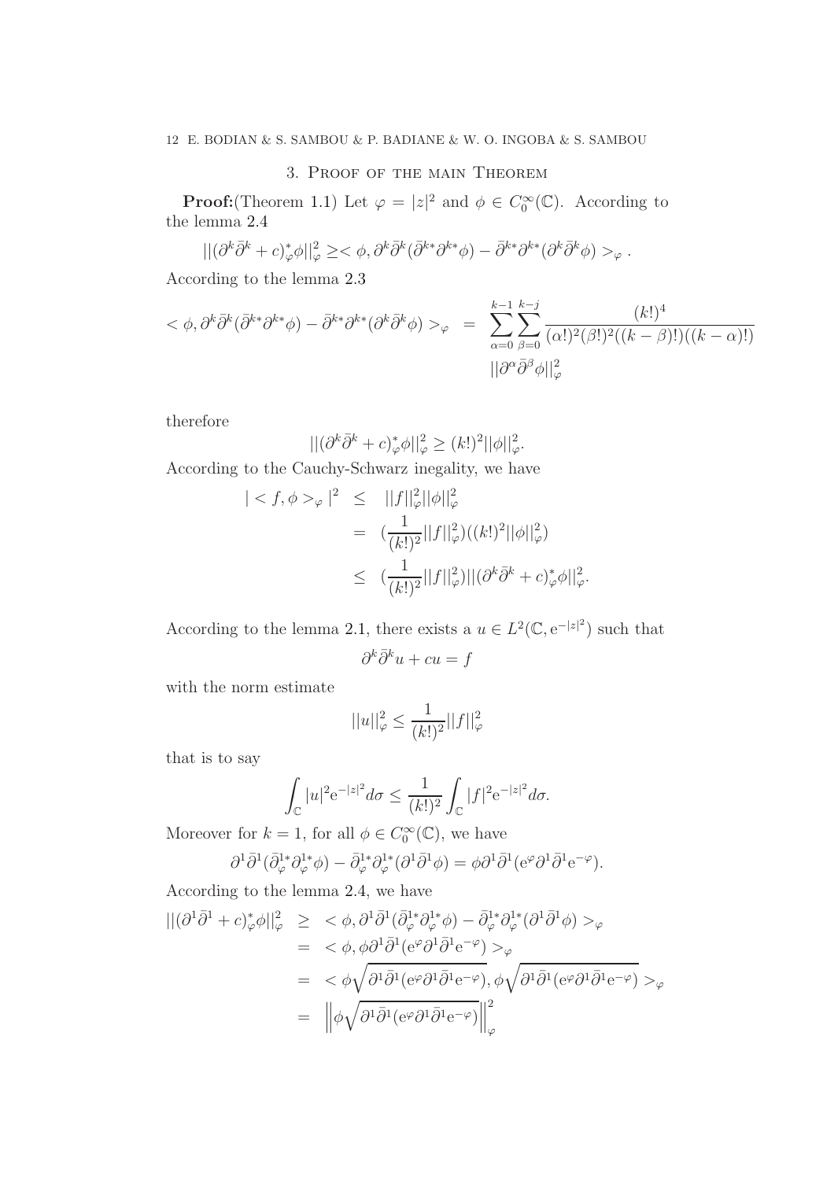## 3. Proof of the main Theorem

**Proof:**(Theorem 1.1) Let $\varphi = |z|^2$ and $\phi \in C_0^\infty(\mathbb{C})$. According to the lemma 2.4

$$||(\partial^k\bar{\partial}^k + c)^*_\varphi \phi||^2_\varphi \geq < \phi, \partial^k\bar{\partial}^k(\bar{\partial}^{k*}\partial^{k*}\phi) - \bar{\partial}^{k*}\partial^{k*}(\partial^k\bar{\partial}^k\phi) >_\varphi .$$

According to the lemma 2.3

$$< \phi, \partial^k\bar{\partial}^k(\bar{\partial}^{k*}\partial^{k*}\phi) - \bar{\partial}^{k*}\partial^{k*}(\partial^k\bar{\partial}^k\phi) >_\varphi \; = \; \sum_{\alpha=0}^{k-1}\sum_{\beta=0}^{k-j} \frac{(k!)^4}{(\alpha!)^2(\beta!)^2((k-\beta)!)((k-\alpha)!)} ||\partial^\alpha\bar{\partial}^\beta\phi||^2_\varphi$$

therefore

$$||(\partial^k\bar{\partial}^k + c)^*_\varphi \phi||^2_\varphi \geq (k!)^2||\phi||^2_\varphi.$$

According to the Cauchy-Schwarz inegality, we have

$$\begin{aligned}
| < f, \phi >_\varphi |^2 &\leq ||f||^2_\varphi ||\phi||^2_\varphi \\
&= (\frac{1}{(k!)^2}||f||^2_\varphi)((k!)^2||\phi||^2_\varphi) \\
&\leq (\frac{1}{(k!)^2}||f||^2_\varphi)||(\partial^k\bar{\partial}^k + c)^*_\varphi\phi||^2_\varphi.
\end{aligned}$$

According to the lemma 2.1, there exists a $u \in L^2(\mathbb{C}, \mathrm{e}^{-|z|^2})$ such that

$$\partial^k\bar{\partial}^k u + cu = f$$

with the norm estimate

$$||u||^2_\varphi \leq \frac{1}{(k!)^2}||f||^2_\varphi$$

that is to say

$$\int_{\mathbb{C}} |u|^2 \mathrm{e}^{-|z|^2} d\sigma \leq \frac{1}{(k!)^2}\int_{\mathbb{C}} |f|^2 \mathrm{e}^{-|z|^2} d\sigma.$$

Moreover for $k = 1$, for all $\phi \in C_0^\infty(\mathbb{C})$, we have

$$\partial^1\bar{\partial}^1(\bar{\partial}^{1*}_\varphi\partial^{1*}_\varphi\phi) - \bar{\partial}^{1*}_\varphi\partial^{1*}_\varphi(\partial^1\bar{\partial}^1\phi) = \phi\partial^1\bar{\partial}^1(\mathrm{e}^\varphi\partial^1\bar{\partial}^1\mathrm{e}^{-\varphi}).$$

According to the lemma 2.4, we have

$$\begin{aligned}
||(\partial^1\bar{\partial}^1 + c)^*_\varphi\phi||^2_\varphi &\geq < \phi, \partial^1\bar{\partial}^1(\bar{\partial}^{1*}_\varphi\partial^{1*}_\varphi\phi) - \bar{\partial}^{1*}_\varphi\partial^{1*}_\varphi(\partial^1\bar{\partial}^1\phi) >_\varphi \\
&= < \phi, \phi\partial^1\bar{\partial}^1(\mathrm{e}^\varphi\partial^1\bar{\partial}^1\mathrm{e}^{-\varphi}) >_\varphi \\
&= < \phi\sqrt{\partial^1\bar{\partial}^1(\mathrm{e}^\varphi\partial^1\bar{\partial}^1\mathrm{e}^{-\varphi})}, \phi\sqrt{\partial^1\bar{\partial}^1(\mathrm{e}^\varphi\partial^1\bar{\partial}^1\mathrm{e}^{-\varphi})} >_\varphi \\
&= \left\|\phi\sqrt{\partial^1\bar{\partial}^1(\mathrm{e}^\varphi\partial^1\bar{\partial}^1\mathrm{e}^{-\varphi})}\right\|^2_\varphi
\end{aligned}$$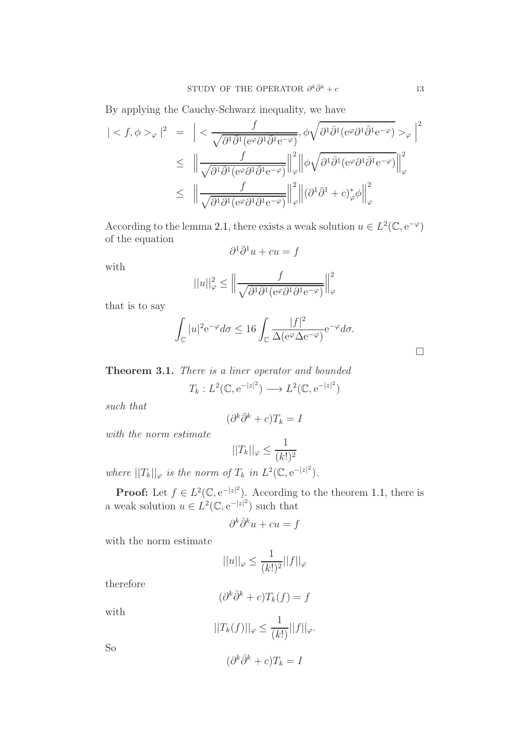By applying the Cauchy-Schwarz inequality, we have

$$
\begin{aligned}
|<f,\phi>_\varphi|^2 &= \Big| < \frac{f}{\sqrt{\partial^1\bar{\partial}^1(\mathrm{e}^{\varphi}\partial^1\bar{\partial}^1\mathrm{e}^{-\varphi})}}, \phi\sqrt{\partial^1\bar{\partial}^1(\mathrm{e}^{\varphi}\partial^1\bar{\partial}^1\mathrm{e}^{-\varphi})} >_\varphi \Big|^2 \\
&\leq \Big\| \frac{f}{\sqrt{\partial^1\bar{\partial}^1(\mathrm{e}^{\varphi}\partial^1\bar{\partial}^1\mathrm{e}^{-\varphi})}} \Big\|_\varphi^2 \Big\| \phi\sqrt{\partial^1\bar{\partial}^1(\mathrm{e}^{\varphi}\partial^1\bar{\partial}^1\mathrm{e}^{-\varphi})} \Big\|_\varphi^2 \\
&\leq \Big\| \frac{f}{\sqrt{\partial^1\bar{\partial}^1(\mathrm{e}^{\varphi}\partial^1\bar{\partial}^1\mathrm{e}^{-\varphi})}} \Big\|_\varphi^2 \Big\| (\partial^1\bar{\partial}^1 + c)^*_\varphi \phi \Big\|_\varphi^2
\end{aligned}
$$

According to the lemma 2.1, there exists a weak solution $u \in L^2(\mathbb{C}, \mathrm{e}^{-\varphi})$ of the equation

$$\partial^1\bar{\partial}^1 u + cu = f$$

with

$$||u||_\varphi^2 \leq \Big\| \frac{f}{\sqrt{\partial^1\bar{\partial}^1(\mathrm{e}^{\varphi}\partial^1\bar{\partial}^1\mathrm{e}^{-\varphi})}} \Big\|_\varphi^2$$

that is to say

$$\int_{\mathbb{C}} |u|^2 \mathrm{e}^{-\varphi} d\sigma \leq 16 \int_{\mathbb{C}} \frac{|f|^2}{\Delta(\mathrm{e}^{\varphi}\Delta\mathrm{e}^{-\varphi})} \mathrm{e}^{-\varphi} d\sigma.$$

□

**Theorem 3.1.** *There is a liner operator and bounded*

$$T_k : L^2(\mathbb{C}, \mathrm{e}^{-|z|^2}) \longrightarrow L^2(\mathbb{C}, \mathrm{e}^{-|z|^2})$$

*such that*

$$(\partial^k\bar{\partial}^k + c)T_k = I$$

*with the norm estimate*

$$||T_k||_\varphi \leq \frac{1}{(k!)^2}$$

*where $||T_k||_\varphi$ is the norm of $T_k$ in $L^2(\mathbb{C}, \mathrm{e}^{-|z|^2})$.*

**Proof:** Let $f \in L^2(\mathbb{C}, \mathrm{e}^{-|z|^2})$. According to the theorem 1.1, there is a weak solution $u \in L^2(\mathbb{C}, \mathrm{e}^{-|z|^2})$ such that

$$\partial^k\bar{\partial}^k u + cu = f$$

with the norm estimate

$$||u||_\varphi \leq \frac{1}{(k!)^2}||f||_\varphi$$

therefore

$$(\partial^k\bar{\partial}^k + c)T_k(f) = f$$

with

$$||T_k(f)||_\varphi \leq \frac{1}{(k!)}||f||_\varphi.$$

So

$$(\partial^k\bar{\partial}^k + c)T_k = I$$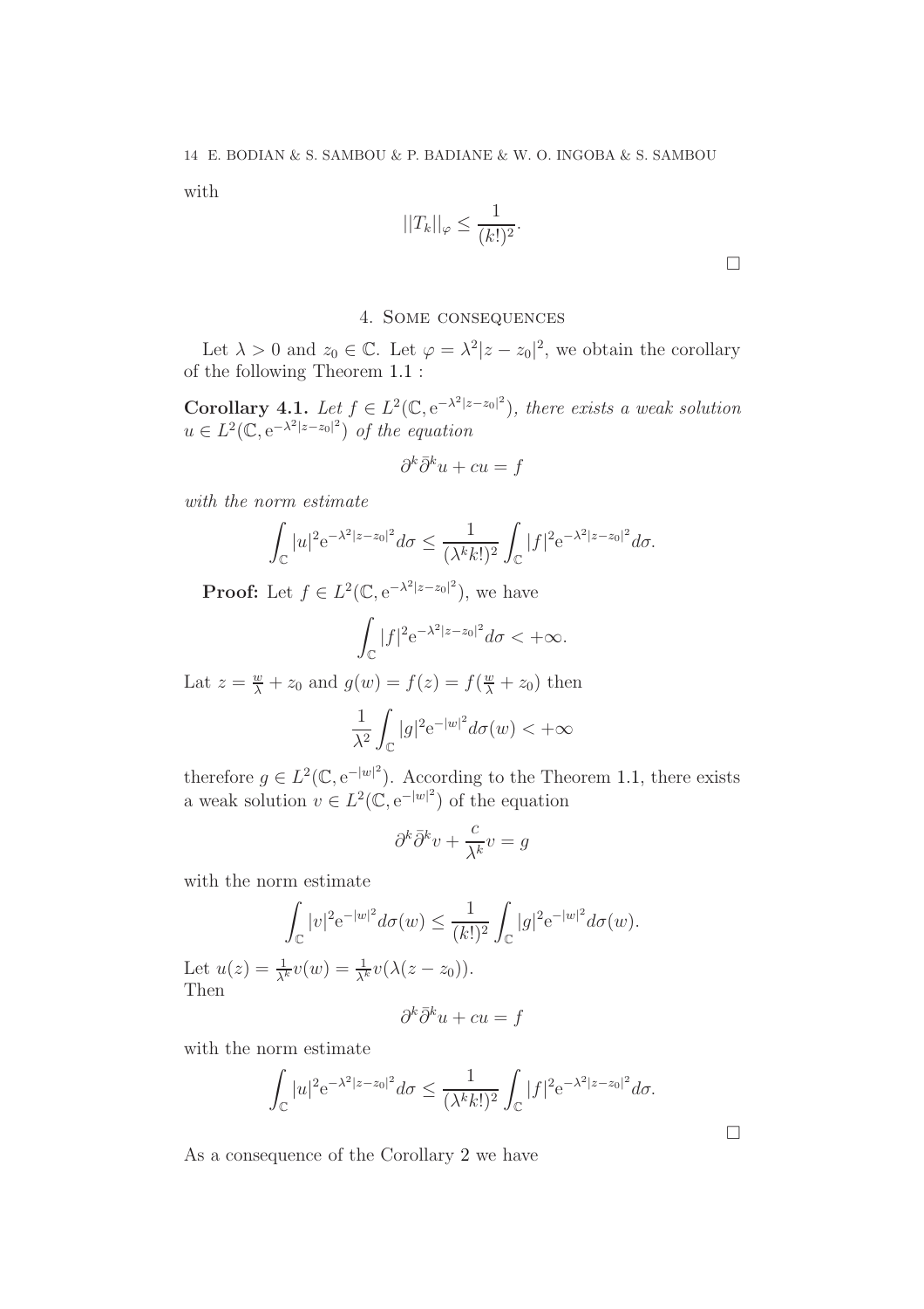with

$$||T_k||_\varphi \leq \frac{1}{(k!)^2}.$$

□

## 4. Some consequences

Let $\lambda > 0$ and $z_0 \in \mathbb{C}$. Let $\varphi = \lambda^2|z-z_0|^2$, we obtain the corollary of the following Theorem 1.1 :

**Corollary 4.1.** *Let $f \in L^2(\mathbb{C}, \mathrm{e}^{-\lambda^2|z-z_0|^2})$, there exists a weak solution $u \in L^2(\mathbb{C}, \mathrm{e}^{-\lambda^2|z-z_0|^2})$ of the equation*

$$\partial^k \bar{\partial}^k u + cu = f$$

*with the norm estimate*

$$\int_{\mathbb{C}} |u|^2 \mathrm{e}^{-\lambda^2|z-z_0|^2} d\sigma \leq \frac{1}{(\lambda^k k!)^2} \int_{\mathbb{C}} |f|^2 \mathrm{e}^{-\lambda^2|z-z_0|^2} d\sigma.$$

**Proof:** Let $f \in L^2(\mathbb{C}, \mathrm{e}^{-\lambda^2|z-z_0|^2})$, we have

$$\int_{\mathbb{C}} |f|^2 \mathrm{e}^{-\lambda^2|z-z_0|^2} d\sigma < +\infty.$$

Lat $z = \frac{w}{\lambda} + z_0$ and $g(w) = f(z) = f(\frac{w}{\lambda} + z_0)$ then

$$\frac{1}{\lambda^2} \int_{\mathbb{C}} |g|^2 \mathrm{e}^{-|w|^2} d\sigma(w) < +\infty$$

therefore $g \in L^2(\mathbb{C}, \mathrm{e}^{-|w|^2})$. According to the Theorem 1.1, there exists a weak solution $v \in L^2(\mathbb{C}, \mathrm{e}^{-|w|^2})$ of the equation

$$\partial^k \bar{\partial}^k v + \frac{c}{\lambda^k} v = g$$

with the norm estimate

$$\int_{\mathbb{C}} |v|^2 \mathrm{e}^{-|w|^2} d\sigma(w) \leq \frac{1}{(k!)^2} \int_{\mathbb{C}} |g|^2 \mathrm{e}^{-|w|^2} d\sigma(w).$$

Let $u(z) = \frac{1}{\lambda^k} v(w) = \frac{1}{\lambda^k} v(\lambda(z-z_0))$.
Then

$$\partial^k \bar{\partial}^k u + cu = f$$

with the norm estimate

$$\int_{\mathbb{C}} |u|^2 \mathrm{e}^{-\lambda^2|z-z_0|^2} d\sigma \leq \frac{1}{(\lambda^k k!)^2} \int_{\mathbb{C}} |f|^2 \mathrm{e}^{-\lambda^2|z-z_0|^2} d\sigma.$$

□

As a consequence of the Corollary 2 we have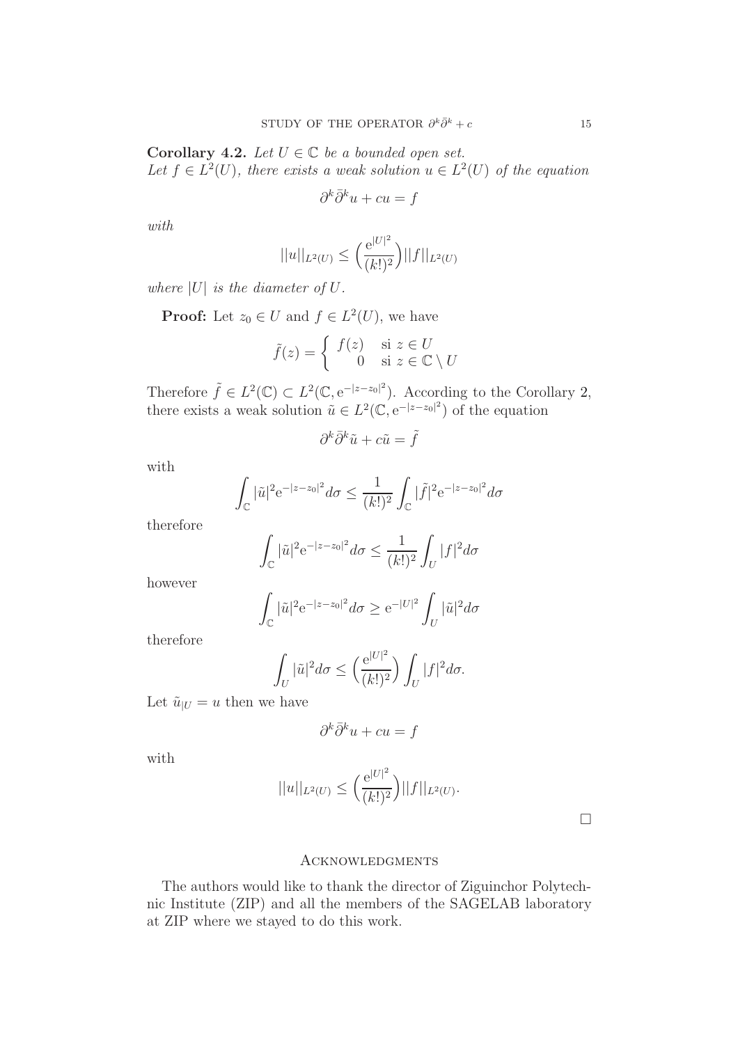**Corollary 4.2.** *Let $U \in \mathbb{C}$ be a bounded open set.*
*Let $f \in L^2(U)$, there exists a weak solution $u \in L^2(U)$ of the equation*

$$\partial^k \bar{\partial}^k u + cu = f$$

*with*

$$||u||_{L^2(U)} \leq \Big(\frac{\mathrm{e}^{|U|^2}}{(k!)^2}\Big)||f||_{L^2(U)}$$

*where $|U|$ is the diameter of $U$.*

**Proof:** Let $z_0 \in U$ and $f \in L^2(U)$, we have

$$\tilde{f}(z) = \begin{cases} f(z) & \text{si } z \in U \\ 0 & \text{si } z \in \mathbb{C} \setminus U \end{cases}$$

Therefore $\tilde{f} \in L^2(\mathbb{C}) \subset L^2(\mathbb{C}, \mathrm{e}^{-|z-z_0|^2})$. According to the Corollary 2, there exists a weak solution $\tilde{u} \in L^2(\mathbb{C}, \mathrm{e}^{-|z-z_0|^2})$ of the equation

$$\partial^k \bar{\partial}^k \tilde{u} + c\tilde{u} = \tilde{f}$$

with

$$\int_{\mathbb{C}} |\tilde{u}|^2 \mathrm{e}^{-|z-z_0|^2} d\sigma \leq \frac{1}{(k!)^2} \int_{\mathbb{C}} |\tilde{f}|^2 \mathrm{e}^{-|z-z_0|^2} d\sigma$$

therefore

$$\int_{\mathbb{C}} |\tilde{u}|^2 \mathrm{e}^{-|z-z_0|^2} d\sigma \leq \frac{1}{(k!)^2} \int_U |f|^2 d\sigma$$

however

$$\int_{\mathbb{C}} |\tilde{u}|^2 \mathrm{e}^{-|z-z_0|^2} d\sigma \geq \mathrm{e}^{-|U|^2} \int_U |\tilde{u}|^2 d\sigma$$

therefore

$$\int_U |\tilde{u}|^2 d\sigma \leq \Big(\frac{\mathrm{e}^{|U|^2}}{(k!)^2}\Big) \int_U |f|^2 d\sigma.$$

Let $\tilde{u}_{|U} = u$ then we have

$$\partial^k \bar{\partial}^k u + cu = f$$

with

$$||u||_{L^2(U)} \leq \Big(\frac{\mathrm{e}^{|U|^2}}{(k!)^2}\Big)||f||_{L^2(U)}.$$

□

## Acknowledgments

The authors would like to thank the director of Ziguinchor Polytechnic Institute (ZIP) and all the members of the SAGELAB laboratory at ZIP where we stayed to do this work.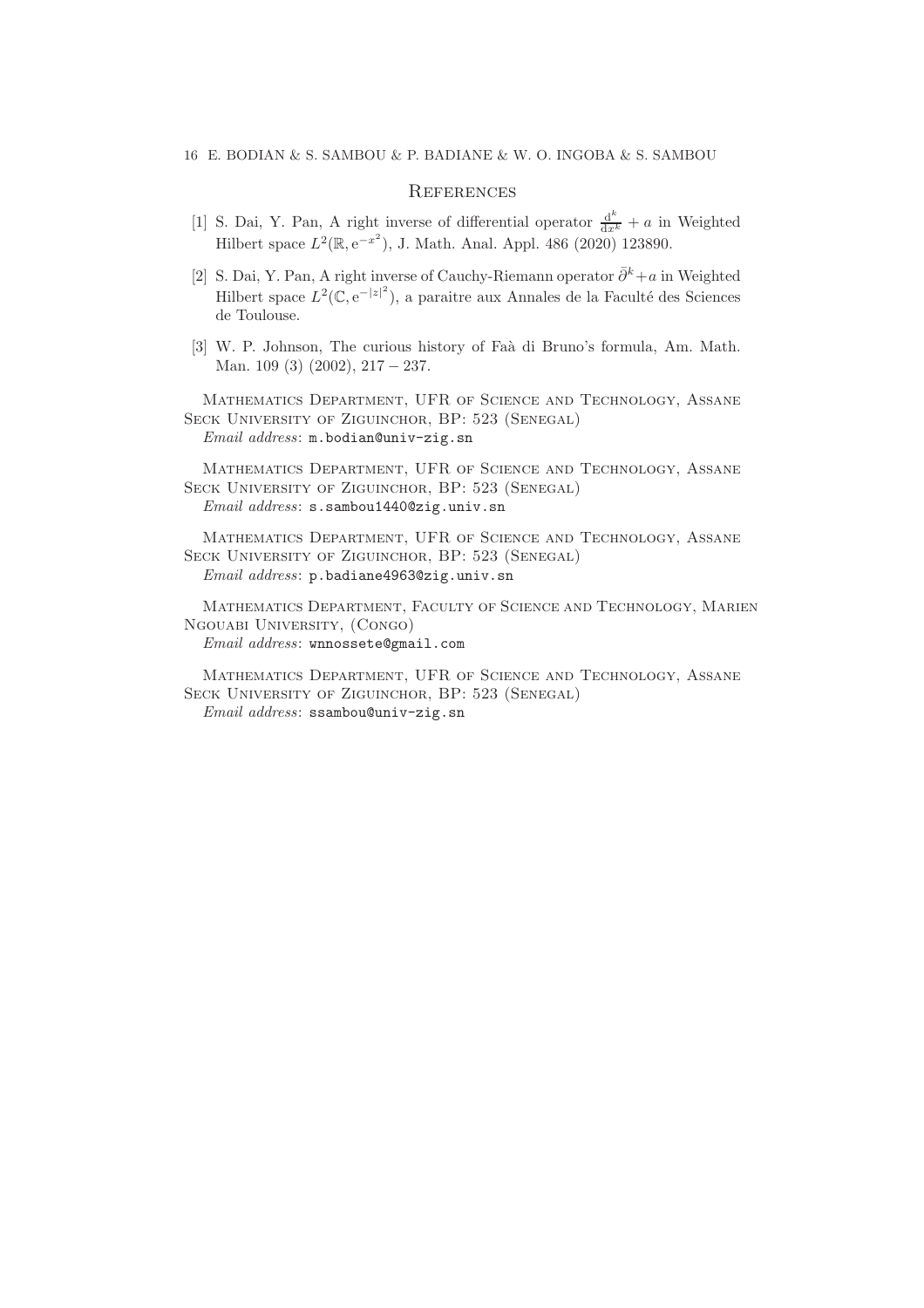## References

[1] S. Dai, Y. Pan, A right inverse of differential operator $\frac{\mathrm{d}^k}{\mathrm{d}x^k} + a$ in Weighted Hilbert space $L^2(\mathbb{R}, \mathrm{e}^{-x^2})$, J. Math. Anal. Appl. 486 (2020) 123890.

[2] S. Dai, Y. Pan, A right inverse of Cauchy-Riemann operator $\bar{\partial}^k + a$ in Weighted Hilbert space $L^2(\mathbb{C}, \mathrm{e}^{-|z|^2})$, a paraitre aux Annales de la Faculté des Sciences de Toulouse.

[3] W. P. Johnson, The curious history of Faà di Bruno's formula, Am. Math. Man. 109 (3) (2002), $217 - 237$.

Mathematics Department, UFR of Science and Technology, Assane Seck University of Ziguinchor, BP: 523 (Senegal)
*Email address*: m.bodian@univ-zig.sn

Mathematics Department, UFR of Science and Technology, Assane Seck University of Ziguinchor, BP: 523 (Senegal)
*Email address*: s.sambou1440@zig.univ.sn

Mathematics Department, UFR of Science and Technology, Assane Seck University of Ziguinchor, BP: 523 (Senegal)
*Email address*: p.badiane4963@zig.univ.sn

Mathematics Department, Faculty of Science and Technology, Marien Ngouabi University, (Congo)
*Email address*: wnnossete@gmail.com

Mathematics Department, UFR of Science and Technology, Assane Seck University of Ziguinchor, BP: 523 (Senegal)
*Email address*: ssambou@univ-zig.sn